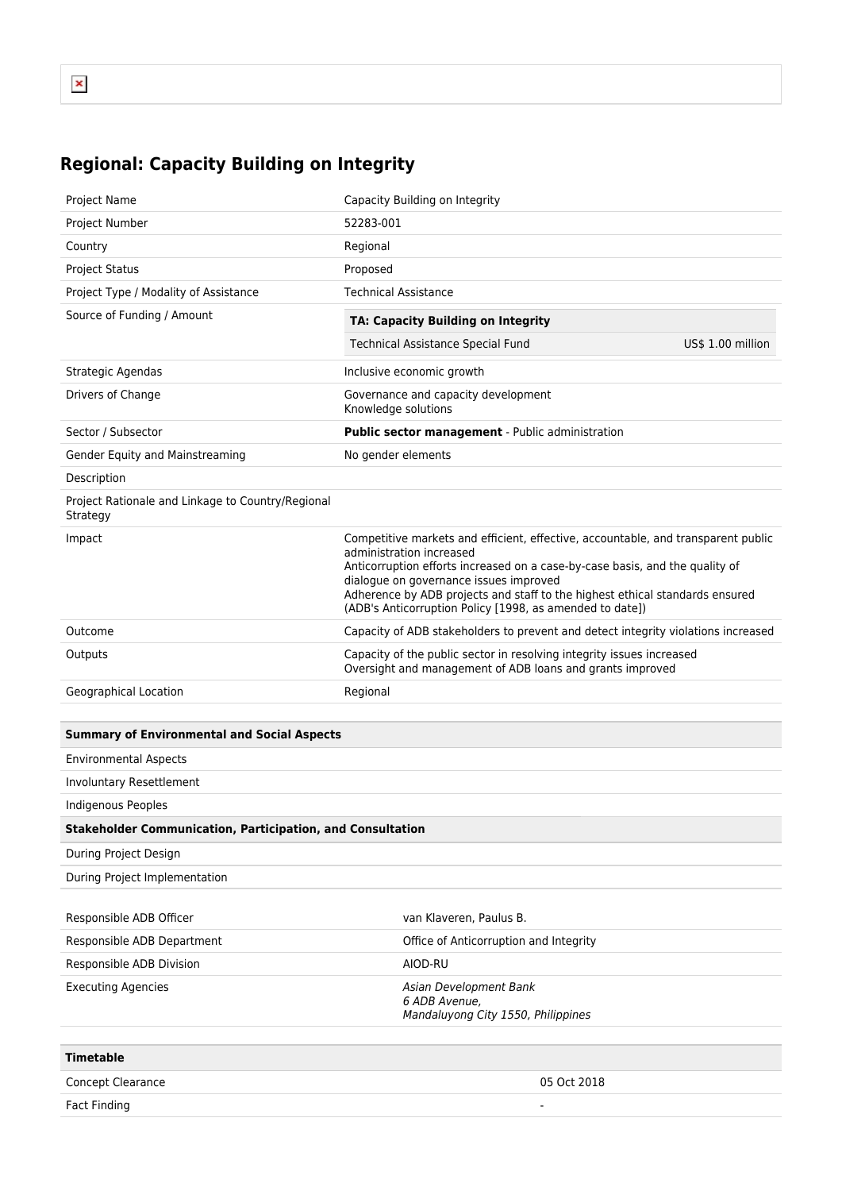## Regional: Capacity Building on Integrity

| | |
|---|---|
| Project Name | Capacity Building on Integrity |
| Project Number | 52283-001 |
| Country | Regional |
| Project Status | Proposed |
| Project Type / Modality of Assistance | Technical Assistance |
| Source of Funding / Amount | **TA: Capacity Building on Integrity**<br>Technical Assistance Special Fund US$ 1.00 million |
| Strategic Agendas | Inclusive economic growth |
| Drivers of Change | Governance and capacity development<br>Knowledge solutions |
| Sector / Subsector | **Public sector management** - Public administration |
| Gender Equity and Mainstreaming | No gender elements |
| Description | |
| Project Rationale and Linkage to Country/Regional Strategy | |
| Impact | Competitive markets and efficient, effective, accountable, and transparent public administration increased<br>Anticorruption efforts increased on a case-by-case basis, and the quality of dialogue on governance issues improved<br>Adherence by ADB projects and staff to the highest ethical standards ensured (ADB's Anticorruption Policy [1998, as amended to date]) |
| Outcome | Capacity of ADB stakeholders to prevent and detect integrity violations increased |
| Outputs | Capacity of the public sector in resolving integrity issues increased<br>Oversight and management of ADB loans and grants improved |
| Geographical Location | Regional |

| **Summary of Environmental and Social Aspects** |
|---|
| Environmental Aspects |
| Involuntary Resettlement |
| Indigenous Peoples |
| **Stakeholder Communication, Participation, and Consultation** |
| During Project Design |
| During Project Implementation |

| | |
|---|---|
| Responsible ADB Officer | van Klaveren, Paulus B. |
| Responsible ADB Department | Office of Anticorruption and Integrity |
| Responsible ADB Division | AIOD-RU |
| Executing Agencies | *Asian Development Bank*<br>*6 ADB Avenue,*<br>*Mandaluyong City 1550, Philippines* |

| **Timetable** | |
|---|---|
| Concept Clearance | 05 Oct 2018 |
| Fact Finding | - |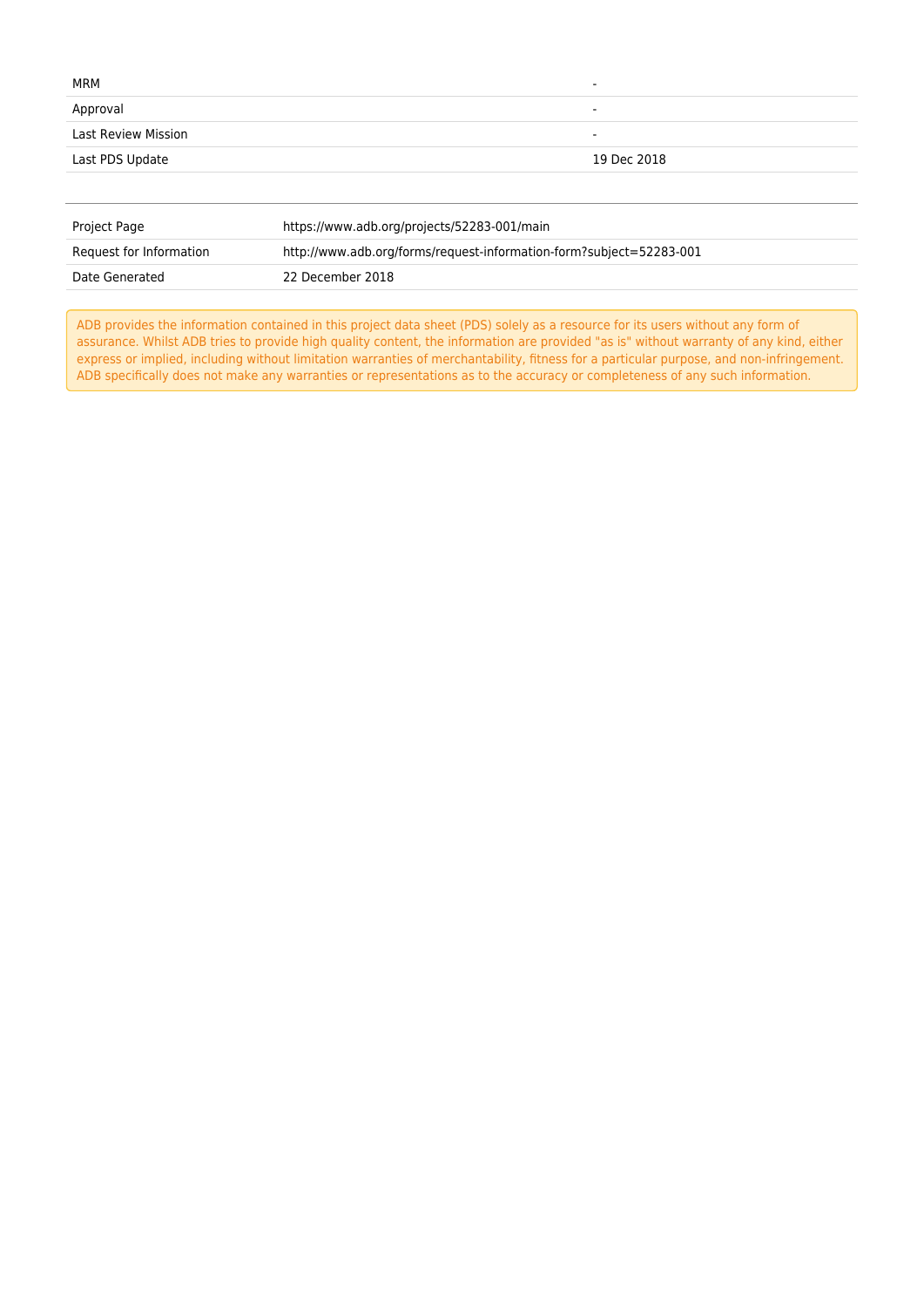| | |
|---|---|
| MRM | - |
| Approval | - |
| Last Review Mission | - |
| Last PDS Update | 19 Dec 2018 |

| | |
|---|---|
| Project Page | https://www.adb.org/projects/52283-001/main |
| Request for Information | http://www.adb.org/forms/request-information-form?subject=52283-001 |
| Date Generated | 22 December 2018 |

ADB provides the information contained in this project data sheet (PDS) solely as a resource for its users without any form of assurance. Whilst ADB tries to provide high quality content, the information are provided "as is" without warranty of any kind, either express or implied, including without limitation warranties of merchantability, fitness for a particular purpose, and non-infringement. ADB specifically does not make any warranties or representations as to the accuracy or completeness of any such information.